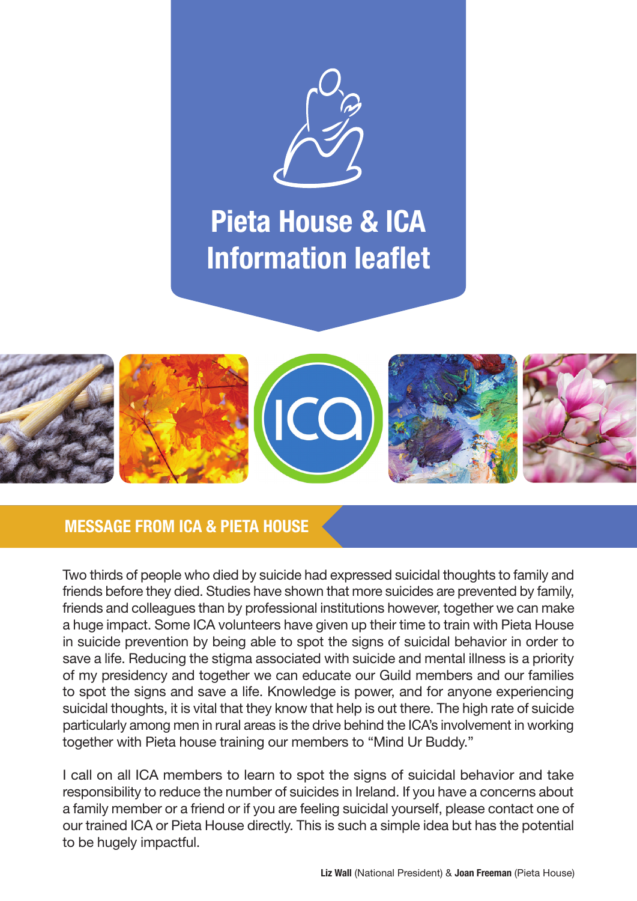# Pieta House & ICA Information leaflet

## MESSAGE FROM ICA & PIETA HOUSE

Two thirds of people who died by suicide had expressed suicidal thoughts to family and friends before they died. Studies have shown that more suicides are prevented by family, friends and colleagues than by professional institutions however, together we can make a huge impact. Some ICA volunteers have given up their time to train with Pieta House in suicide prevention by being able to spot the signs of suicidal behavior in order to save a life. Reducing the stigma associated with suicide and mental illness is a priority of my presidency and together we can educate our Guild members and our families to spot the signs and save a life. Knowledge is power, and for anyone experiencing suicidal thoughts, it is vital that they know that help is out there. The high rate of suicide particularly among men in rural areas is the drive behind the ICA's involvement in working together with Pieta house training our members to "Mind Ur Buddy."

I call on all ICA members to learn to spot the signs of suicidal behavior and take responsibility to reduce the number of suicides in Ireland. If you have a concerns about a family member or a friend or if you are feeling suicidal yourself, please contact one of our trained ICA or Pieta House directly. This is such a simple idea but has the potential to be hugely impactful.

**Liz Wall** (National President) & **Joan Freeman** (Pieta House)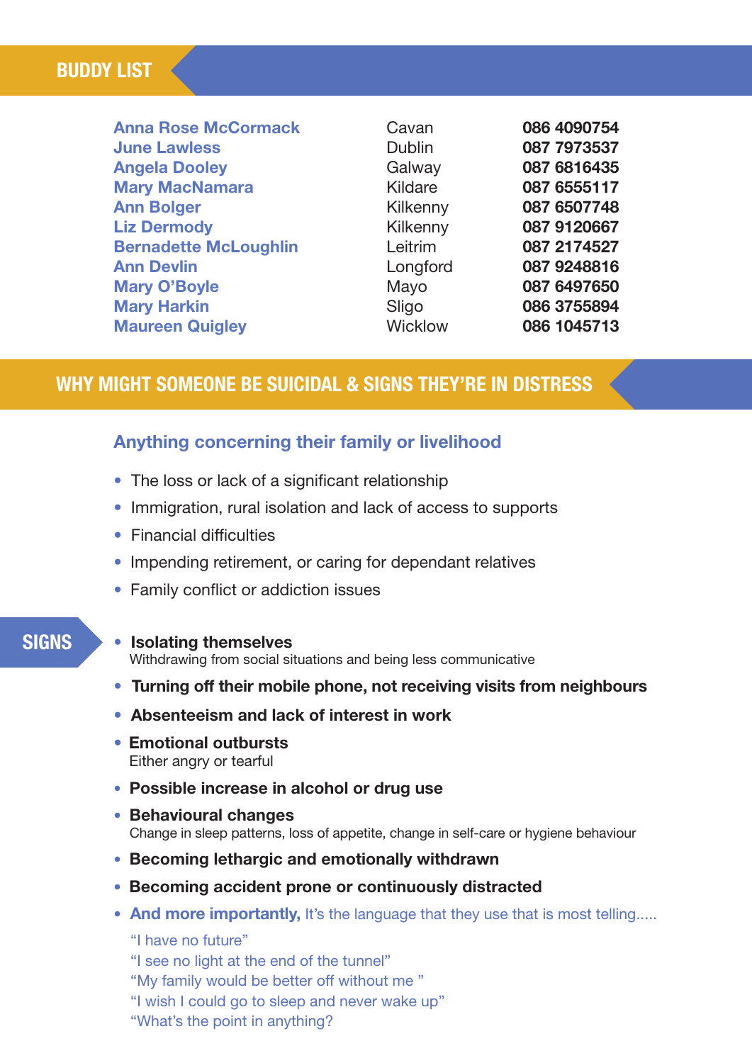## BUDDY LIST

| | | |
|---|---|---|
| Anna Rose McCormack | Cavan | 086 4090754 |
| June Lawless | Dublin | 087 7973537 |
| Angela Dooley | Galway | 087 6816435 |
| Mary MacNamara | Kildare | 087 6555117 |
| Ann Bolger | Kilkenny | 087 6507748 |
| Liz Dermody | Kilkenny | 087 9120667 |
| Bernadette McLoughlin | Leitrim | 087 2174527 |
| Ann Devlin | Longford | 087 9248816 |
| Mary O'Boyle | Mayo | 087 6497650 |
| Mary Harkin | Sligo | 086 3755894 |
| Maureen Quigley | Wicklow | 086 1045713 |

## WHY MIGHT SOMEONE BE SUICIDAL & SIGNS THEY'RE IN DISTRESS

### Anything concerning their family or livelihood

- The loss or lack of a significant relationship
- Immigration, rural isolation and lack of access to supports
- Financial difficulties
- Impending retirement, or caring for dependant relatives
- Family conflict or addiction issues

### SIGNS

- **Isolating themselves**
  Withdrawing from social situations and being less communicative
- **Turning off their mobile phone, not receiving visits from neighbours**
- **Absenteeism and lack of interest in work**
- **Emotional outbursts**
  Either angry or tearful
- **Possible increase in alcohol or drug use**
- **Behavioural changes**
  Change in sleep patterns, loss of appetite, change in self-care or hygiene behaviour
- **Becoming lethargic and emotionally withdrawn**
- **Becoming accident prone or continuously distracted**
- **And more importantly,** It's the language that they use that is most telling.....

  "I have no future"
  "I see no light at the end of the tunnel"
  "My family would be better off without me "
  "I wish I could go to sleep and never wake up"
  "What's the point in anything?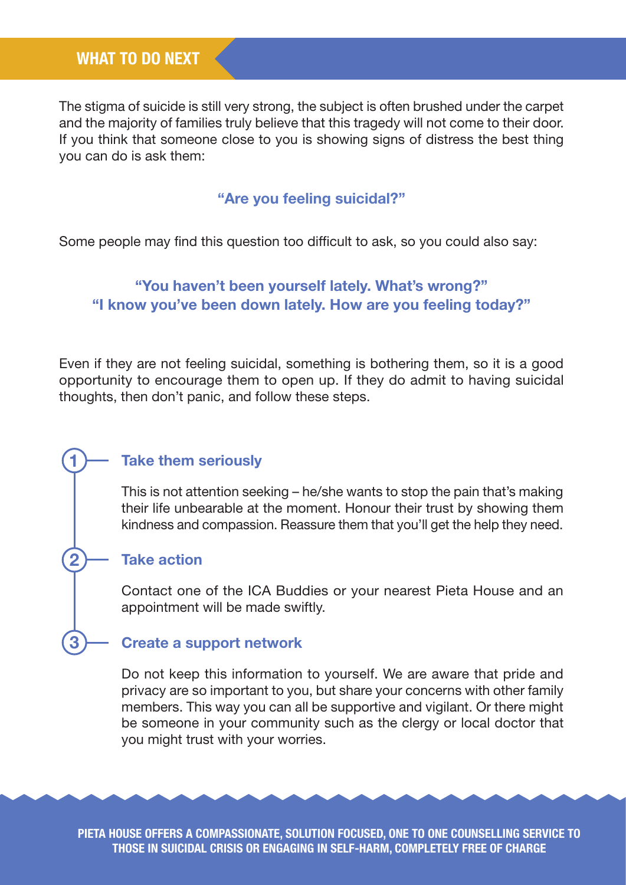## WHAT TO DO NEXT

The stigma of suicide is still very strong, the subject is often brushed under the carpet and the majority of families truly believe that this tragedy will not come to their door. If you think that someone close to you is showing signs of distress the best thing you can do is ask them:

**"Are you feeling suicidal?"**

Some people may find this question too difficult to ask, so you could also say:

**"You haven't been yourself lately. What's wrong?"**
**"I know you've been down lately. How are you feeling today?"**

Even if they are not feeling suicidal, something is bothering them, so it is a good opportunity to encourage them to open up. If they do admit to having suicidal thoughts, then don't panic, and follow these steps.

### 1 Take them seriously

This is not attention seeking – he/she wants to stop the pain that's making their life unbearable at the moment. Honour their trust by showing them kindness and compassion. Reassure them that you'll get the help they need.

### 2 Take action

Contact one of the ICA Buddies or your nearest Pieta House and an appointment will be made swiftly.

### 3 Create a support network

Do not keep this information to yourself. We are aware that pride and privacy are so important to you, but share your concerns with other family members. This way you can all be supportive and vigilant. Or there might be someone in your community such as the clergy or local doctor that you might trust with your worries.

**PIETA HOUSE OFFERS A COMPASSIONATE, SOLUTION FOCUSED, ONE TO ONE COUNSELLING SERVICE TO THOSE IN SUICIDAL CRISIS OR ENGAGING IN SELF-HARM, COMPLETELY FREE OF CHARGE**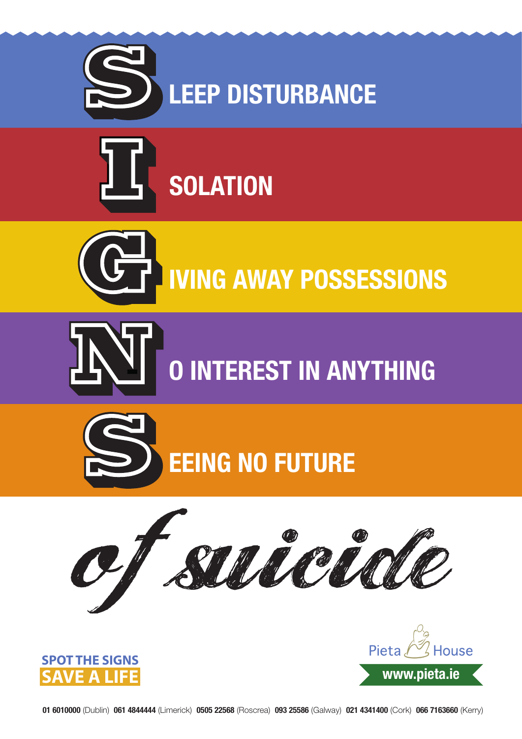# SIGNS

**S**LEEP DISTURBANCE

**I**SOLATION

**G**IVING AWAY POSSESSIONS

**N**O INTEREST IN ANYTHING

**S**EEING NO FUTURE

*of suicide*

**SPOT THE SIGNS**
**SAVE A LIFE**

Pieta House
**www.pieta.ie**

**01 6010000** (Dublin) **061 4844444** (Limerick) **0505 22568** (Roscrea) **093 25586** (Galway) **021 4341400** (Cork) **066 7163660** (Kerry)